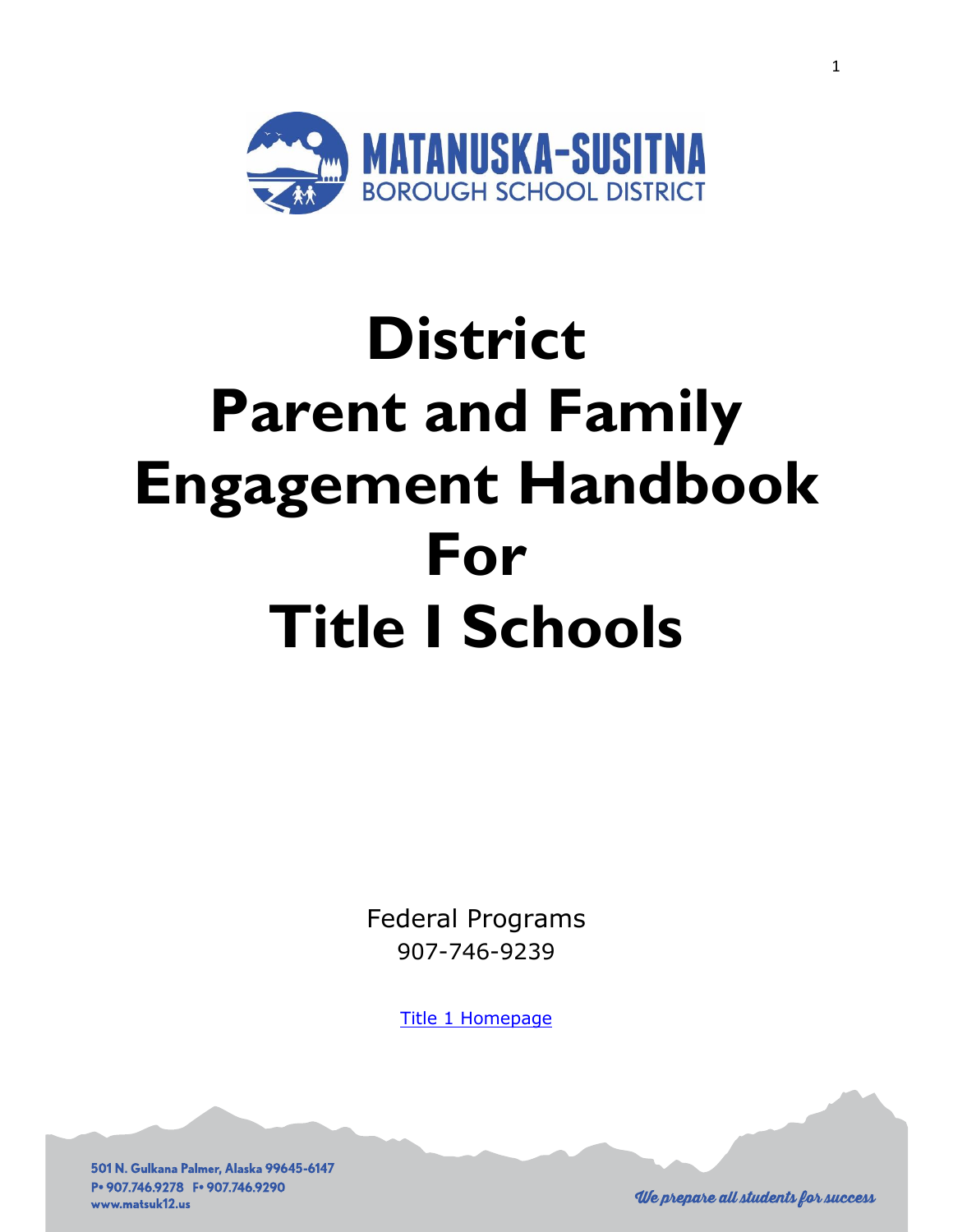MATANUSKA-SUSITNA BOROUGH SCHOOL DISTRICT

# District Parent and Family Engagement Handbook For Title I Schools

Federal Programs
907-746-9239

[Title 1 Homepage]

501 N. Gulkana Palmer, Alaska 99645-6147
P• 907.746.9278 F• 907.746.9290
www.matsuk12.us

*We prepare all students for success*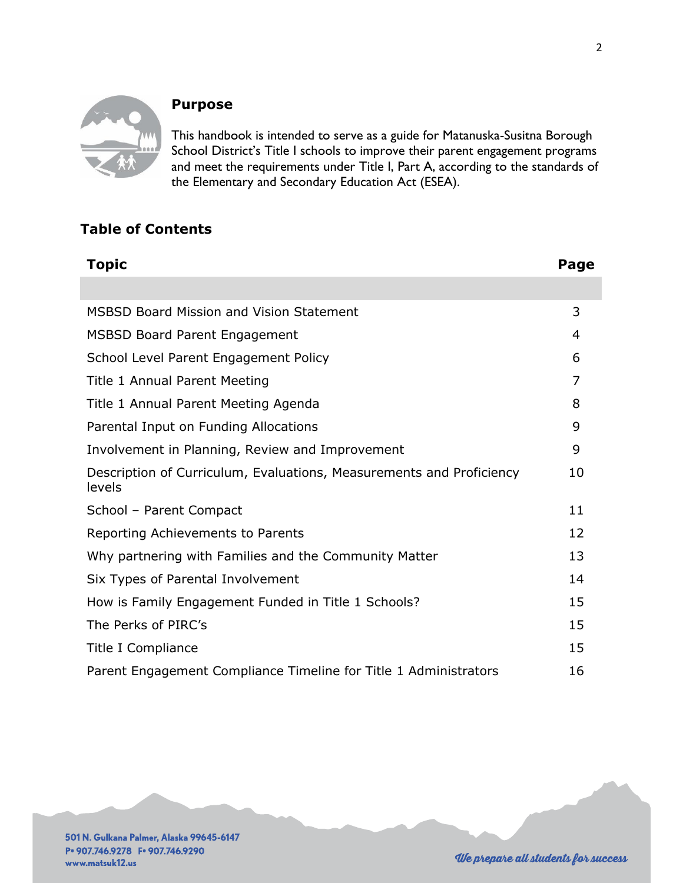## Purpose

This handbook is intended to serve as a guide for Matanuska-Susitna Borough School District's Title I schools to improve their parent engagement programs and meet the requirements under Title I, Part A, according to the standards of the Elementary and Secondary Education Act (ESEA).

## Table of Contents

| Topic | Page |
| --- | --- |
| MSBSD Board Mission and Vision Statement | 3 |
| MSBSD Board Parent Engagement | 4 |
| School Level Parent Engagement Policy | 6 |
| Title 1 Annual Parent Meeting | 7 |
| Title 1 Annual Parent Meeting Agenda | 8 |
| Parental Input on Funding Allocations | 9 |
| Involvement in Planning, Review and Improvement | 9 |
| Description of Curriculum, Evaluations, Measurements and Proficiency levels | 10 |
| School – Parent Compact | 11 |
| Reporting Achievements to Parents | 12 |
| Why partnering with Families and the Community Matter | 13 |
| Six Types of Parental Involvement | 14 |
| How is Family Engagement Funded in Title 1 Schools? | 15 |
| The Perks of PIRC's | 15 |
| Title I Compliance | 15 |
| Parent Engagement Compliance Timeline for Title 1 Administrators | 16 |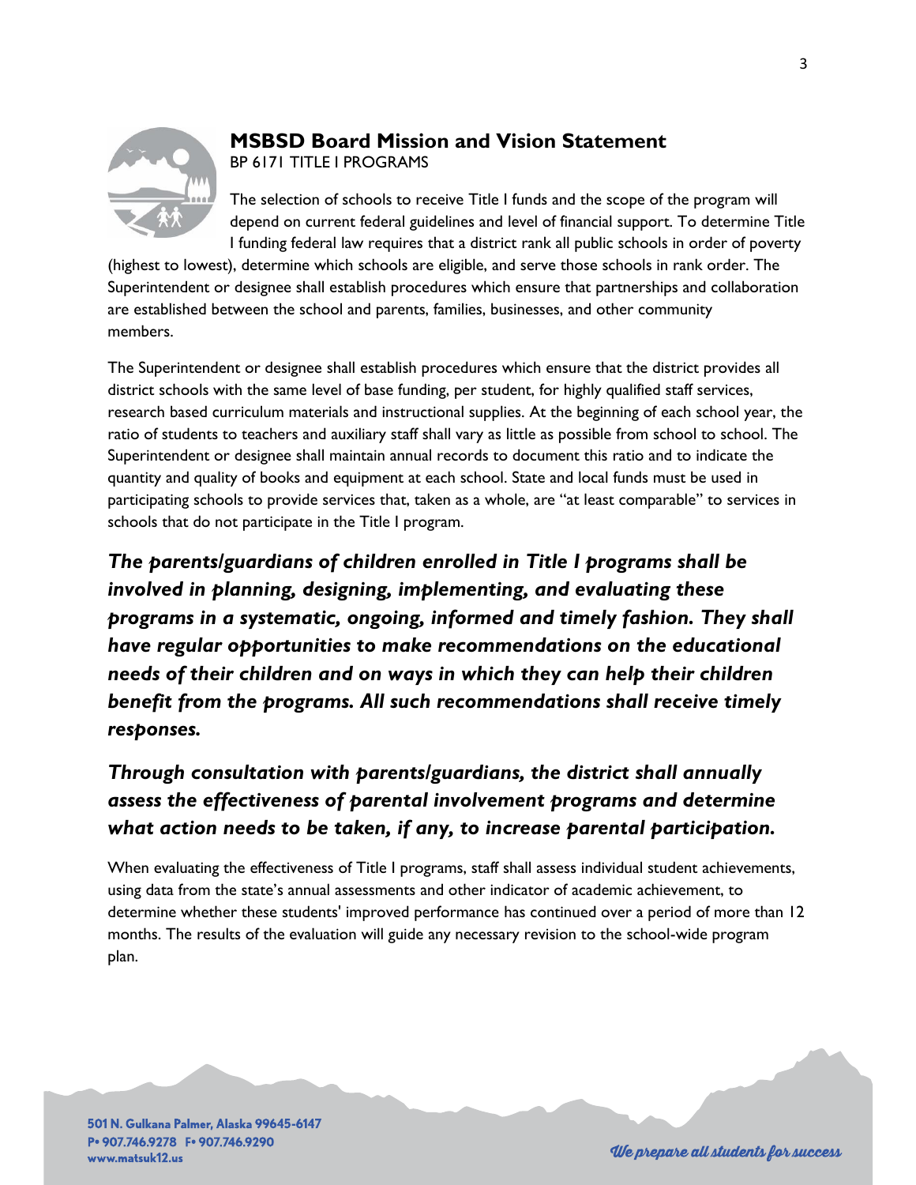## MSBSD Board Mission and Vision Statement

BP 6171 TITLE I PROGRAMS

The selection of schools to receive Title I funds and the scope of the program will depend on current federal guidelines and level of financial support. To determine Title I funding federal law requires that a district rank all public schools in order of poverty (highest to lowest), determine which schools are eligible, and serve those schools in rank order. The Superintendent or designee shall establish procedures which ensure that partnerships and collaboration are established between the school and parents, families, businesses, and other community members.

The Superintendent or designee shall establish procedures which ensure that the district provides all district schools with the same level of base funding, per student, for highly qualified staff services, research based curriculum materials and instructional supplies. At the beginning of each school year, the ratio of students to teachers and auxiliary staff shall vary as little as possible from school to school. The Superintendent or designee shall maintain annual records to document this ratio and to indicate the quantity and quality of books and equipment at each school. State and local funds must be used in participating schools to provide services that, taken as a whole, are "at least comparable" to services in schools that do not participate in the Title I program.

***The parents/guardians of children enrolled in Title I programs shall be involved in planning, designing, implementing, and evaluating these programs in a systematic, ongoing, informed and timely fashion. They shall have regular opportunities to make recommendations on the educational needs of their children and on ways in which they can help their children benefit from the programs. All such recommendations shall receive timely responses.***

***Through consultation with parents/guardians, the district shall annually assess the effectiveness of parental involvement programs and determine what action needs to be taken, if any, to increase parental participation.***

When evaluating the effectiveness of Title I programs, staff shall assess individual student achievements, using data from the state's annual assessments and other indicator of academic achievement, to determine whether these students' improved performance has continued over a period of more than 12 months. The results of the evaluation will guide any necessary revision to the school-wide program plan.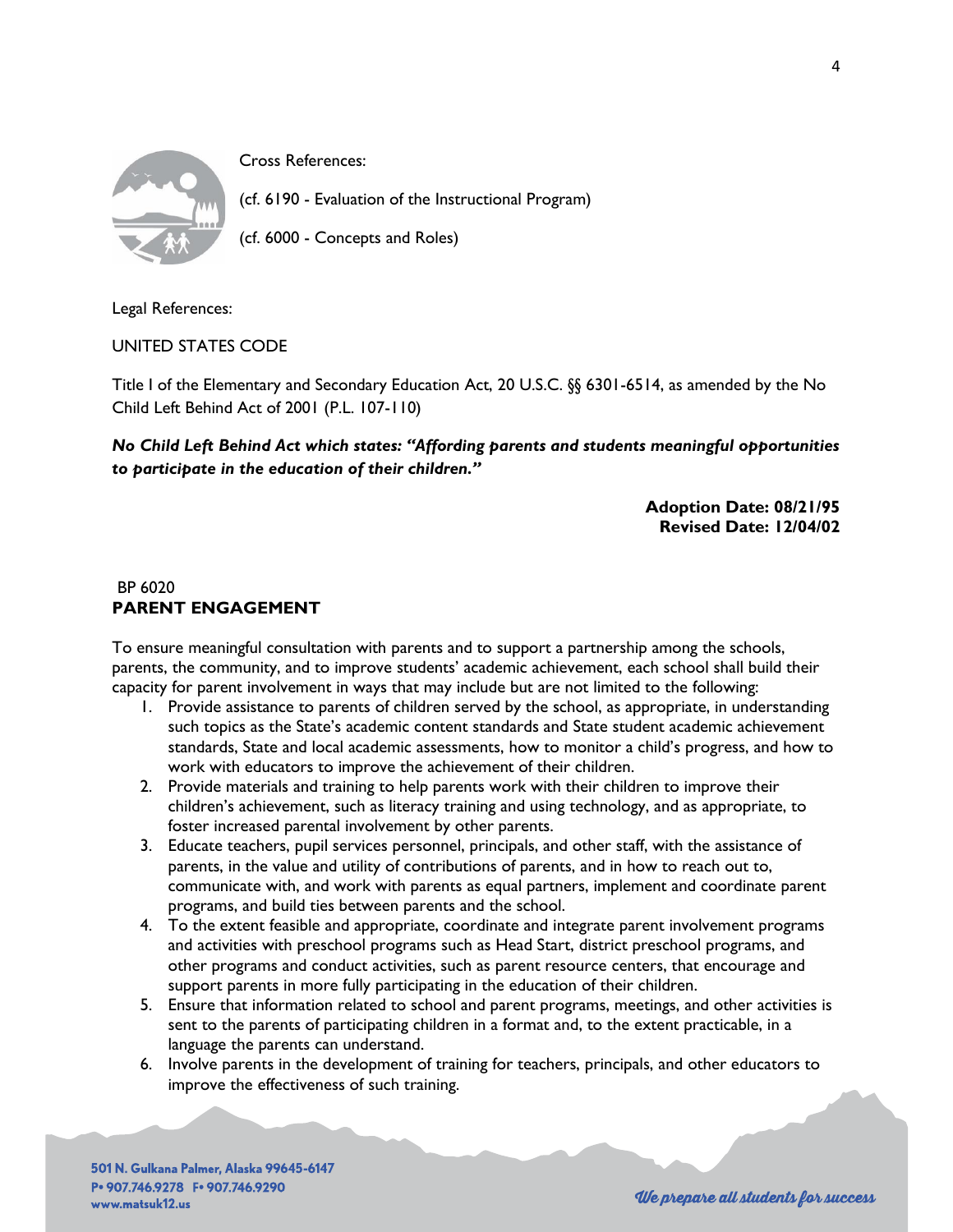Cross References:

(cf. 6190 - Evaluation of the Instructional Program)

(cf. 6000 - Concepts and Roles)

Legal References:

UNITED STATES CODE

Title I of the Elementary and Secondary Education Act, 20 U.S.C. §§ 6301-6514, as amended by the No Child Left Behind Act of 2001 (P.L. 107-110)

***No Child Left Behind Act which states: "Affording parents and students meaningful opportunities to participate in the education of their children."***

**Adoption Date: 08/21/95**
**Revised Date: 12/04/02**

BP 6020

## PARENT ENGAGEMENT

To ensure meaningful consultation with parents and to support a partnership among the schools, parents, the community, and to improve students' academic achievement, each school shall build their capacity for parent involvement in ways that may include but are not limited to the following:

1. Provide assistance to parents of children served by the school, as appropriate, in understanding such topics as the State's academic content standards and State student academic achievement standards, State and local academic assessments, how to monitor a child's progress, and how to work with educators to improve the achievement of their children.
2. Provide materials and training to help parents work with their children to improve their children's achievement, such as literacy training and using technology, and as appropriate, to foster increased parental involvement by other parents.
3. Educate teachers, pupil services personnel, principals, and other staff, with the assistance of parents, in the value and utility of contributions of parents, and in how to reach out to, communicate with, and work with parents as equal partners, implement and coordinate parent programs, and build ties between parents and the school.
4. To the extent feasible and appropriate, coordinate and integrate parent involvement programs and activities with preschool programs such as Head Start, district preschool programs, and other programs and conduct activities, such as parent resource centers, that encourage and support parents in more fully participating in the education of their children.
5. Ensure that information related to school and parent programs, meetings, and other activities is sent to the parents of participating children in a format and, to the extent practicable, in a language the parents can understand.
6. Involve parents in the development of training for teachers, principals, and other educators to improve the effectiveness of such training.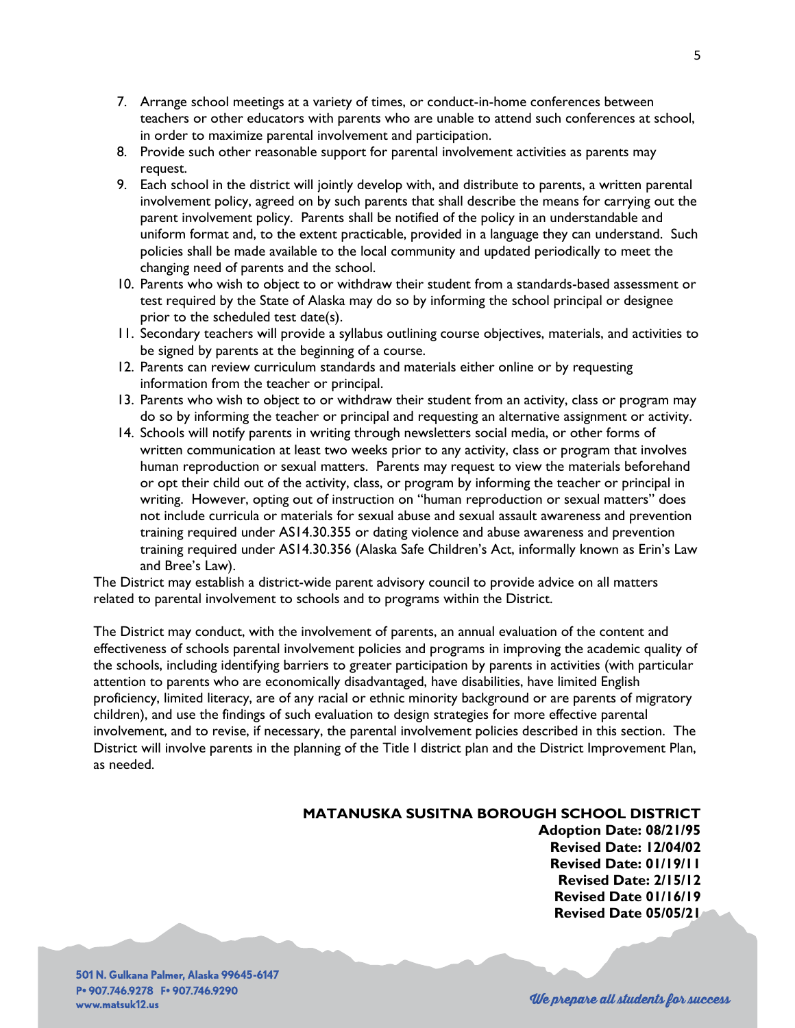7. Arrange school meetings at a variety of times, or conduct-in-home conferences between teachers or other educators with parents who are unable to attend such conferences at school, in order to maximize parental involvement and participation.
8. Provide such other reasonable support for parental involvement activities as parents may request.
9. Each school in the district will jointly develop with, and distribute to parents, a written parental involvement policy, agreed on by such parents that shall describe the means for carrying out the parent involvement policy. Parents shall be notified of the policy in an understandable and uniform format and, to the extent practicable, provided in a language they can understand. Such policies shall be made available to the local community and updated periodically to meet the changing need of parents and the school.
10. Parents who wish to object to or withdraw their student from a standards-based assessment or test required by the State of Alaska may do so by informing the school principal or designee prior to the scheduled test date(s).
11. Secondary teachers will provide a syllabus outlining course objectives, materials, and activities to be signed by parents at the beginning of a course.
12. Parents can review curriculum standards and materials either online or by requesting information from the teacher or principal.
13. Parents who wish to object to or withdraw their student from an activity, class or program may do so by informing the teacher or principal and requesting an alternative assignment or activity.
14. Schools will notify parents in writing through newsletters social media, or other forms of written communication at least two weeks prior to any activity, class or program that involves human reproduction or sexual matters. Parents may request to view the materials beforehand or opt their child out of the activity, class, or program by informing the teacher or principal in writing. However, opting out of instruction on "human reproduction or sexual matters" does not include curricula or materials for sexual abuse and sexual assault awareness and prevention training required under AS14.30.355 or dating violence and abuse awareness and prevention training required under AS14.30.356 (Alaska Safe Children's Act, informally known as Erin's Law and Bree's Law).

The District may establish a district-wide parent advisory council to provide advice on all matters related to parental involvement to schools and to programs within the District.

The District may conduct, with the involvement of parents, an annual evaluation of the content and effectiveness of schools parental involvement policies and programs in improving the academic quality of the schools, including identifying barriers to greater participation by parents in activities (with particular attention to parents who are economically disadvantaged, have disabilities, have limited English proficiency, limited literacy, are of any racial or ethnic minority background or are parents of migratory children), and use the findings of such evaluation to design strategies for more effective parental involvement, and to revise, if necessary, the parental involvement policies described in this section. The District will involve parents in the planning of the Title I district plan and the District Improvement Plan, as needed.

**MATANUSKA SUSITNA BOROUGH SCHOOL DISTRICT**
**Adoption Date: 08/21/95**
**Revised Date: 12/04/02**
**Revised Date: 01/19/11**
**Revised Date: 2/15/12**
**Revised Date 01/16/19**
**Revised Date 05/05/21**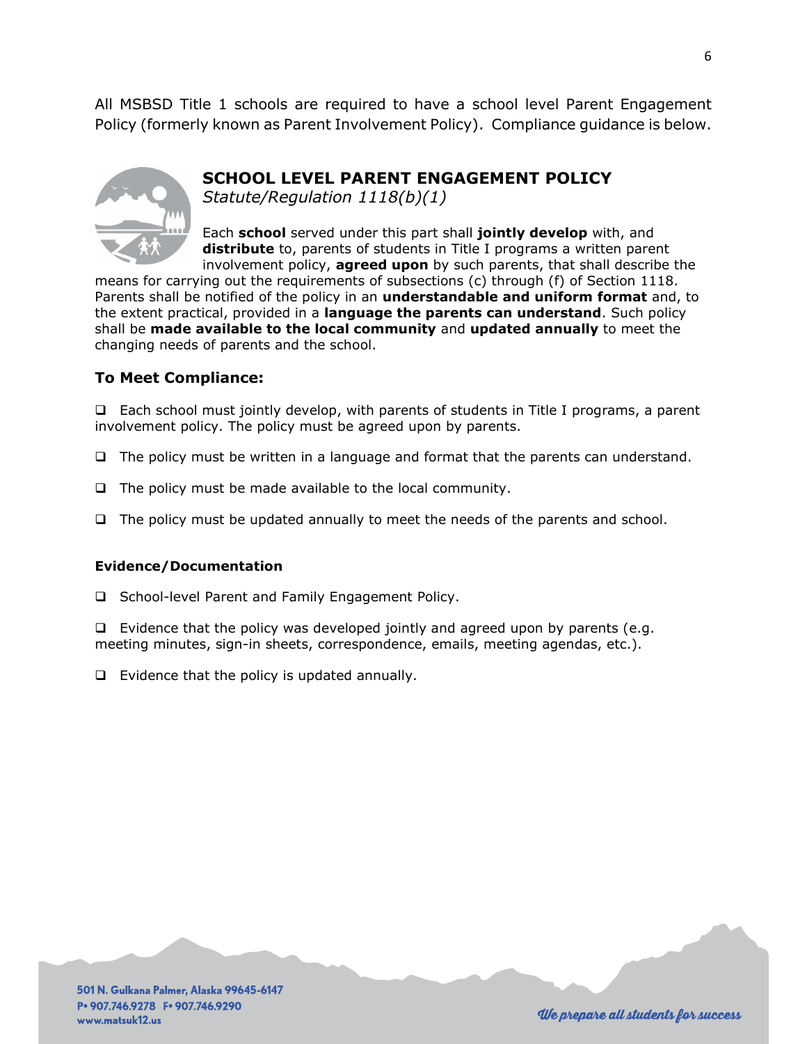All MSBSD Title 1 schools are required to have a school level Parent Engagement Policy (formerly known as Parent Involvement Policy). Compliance guidance is below.

## SCHOOL LEVEL PARENT ENGAGEMENT POLICY

*Statute/Regulation 1118(b)(1)*

Each **school** served under this part shall **jointly develop** with, and **distribute** to, parents of students in Title I programs a written parent involvement policy, **agreed upon** by such parents, that shall describe the means for carrying out the requirements of subsections (c) through (f) of Section 1118. Parents shall be notified of the policy in an **understandable and uniform format** and, to the extent practical, provided in a **language the parents can understand**. Such policy shall be **made available to the local community** and **updated annually** to meet the changing needs of parents and the school.

### To Meet Compliance:

- ☐ Each school must jointly develop, with parents of students in Title I programs, a parent involvement policy. The policy must be agreed upon by parents.
- ☐ The policy must be written in a language and format that the parents can understand.
- ☐ The policy must be made available to the local community.
- ☐ The policy must be updated annually to meet the needs of the parents and school.

#### Evidence/Documentation

- ☐ School-level Parent and Family Engagement Policy.
- ☐ Evidence that the policy was developed jointly and agreed upon by parents (e.g. meeting minutes, sign-in sheets, correspondence, emails, meeting agendas, etc.).
- ☐ Evidence that the policy is updated annually.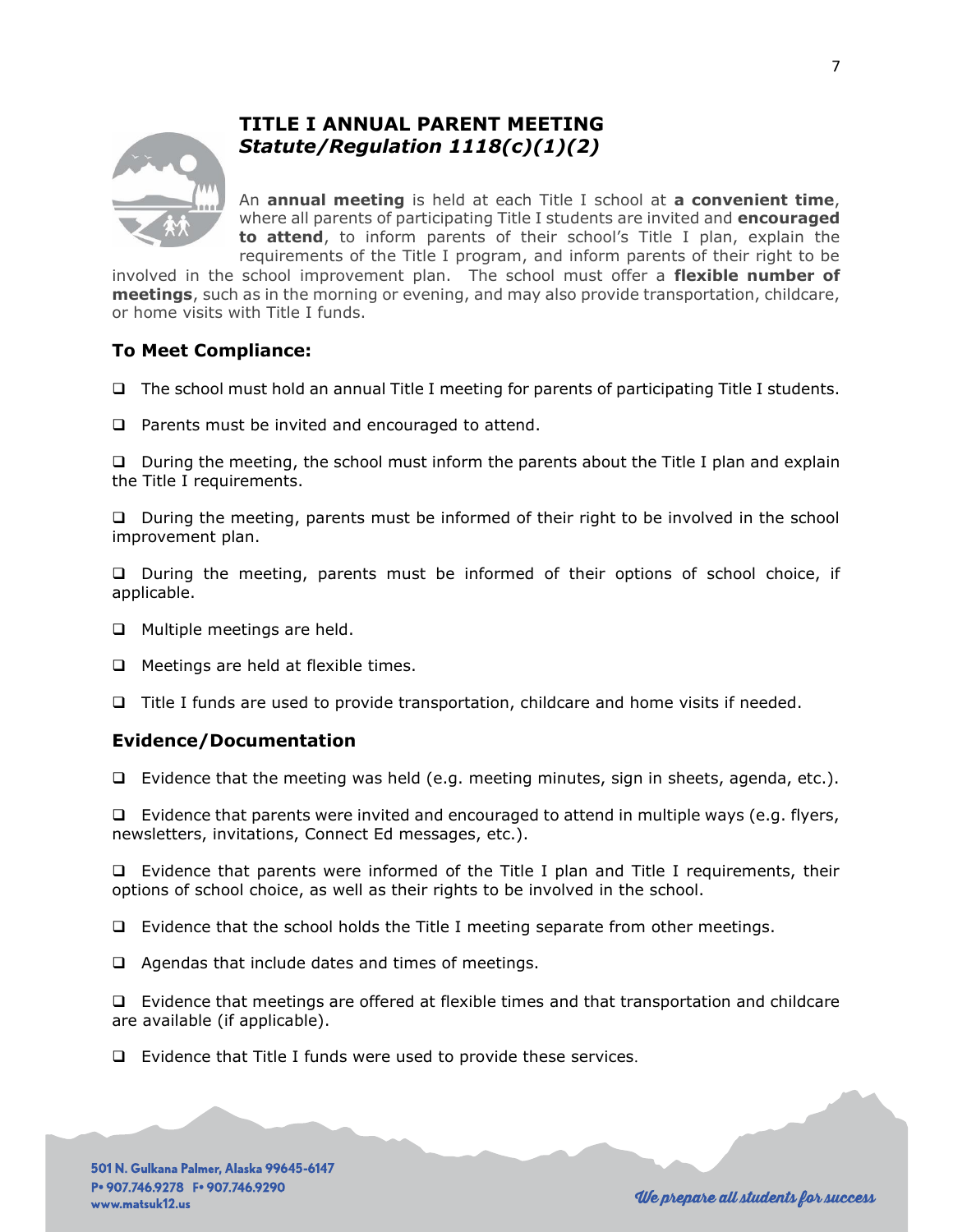# TITLE I ANNUAL PARENT MEETING
## *Statute/Regulation 1118(c)(1)(2)*

An **annual meeting** is held at each Title I school at **a convenient time**, where all parents of participating Title I students are invited and **encouraged to attend**, to inform parents of their school's Title I plan, explain the requirements of the Title I program, and inform parents of their right to be involved in the school improvement plan. The school must offer a **flexible number of meetings**, such as in the morning or evening, and may also provide transportation, childcare, or home visits with Title I funds.

### To Meet Compliance:

- ❑ The school must hold an annual Title I meeting for parents of participating Title I students.
- ❑ Parents must be invited and encouraged to attend.
- ❑ During the meeting, the school must inform the parents about the Title I plan and explain the Title I requirements.
- ❑ During the meeting, parents must be informed of their right to be involved in the school improvement plan.
- ❑ During the meeting, parents must be informed of their options of school choice, if applicable.
- ❑ Multiple meetings are held.
- ❑ Meetings are held at flexible times.
- ❑ Title I funds are used to provide transportation, childcare and home visits if needed.

### Evidence/Documentation

- ❑ Evidence that the meeting was held (e.g. meeting minutes, sign in sheets, agenda, etc.).
- ❑ Evidence that parents were invited and encouraged to attend in multiple ways (e.g. flyers, newsletters, invitations, Connect Ed messages, etc.).
- ❑ Evidence that parents were informed of the Title I plan and Title I requirements, their options of school choice, as well as their rights to be involved in the school.
- ❑ Evidence that the school holds the Title I meeting separate from other meetings.
- ❑ Agendas that include dates and times of meetings.
- ❑ Evidence that meetings are offered at flexible times and that transportation and childcare are available (if applicable).
- ❑ Evidence that Title I funds were used to provide these services.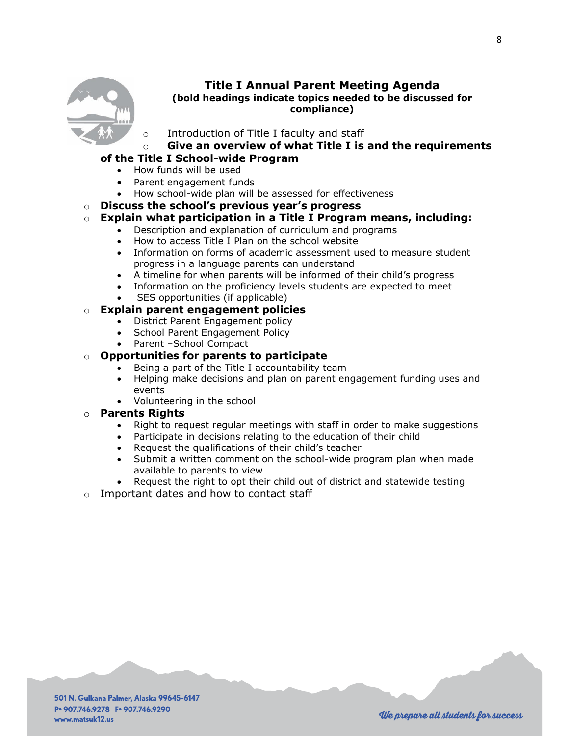# Title I Annual Parent Meeting Agenda

**(bold headings indicate topics needed to be discussed for compliance)**

- Introduction of Title I faculty and staff
- **Give an overview of what Title I is and the requirements of the Title I School-wide Program**
  - How funds will be used
  - Parent engagement funds
  - How school-wide plan will be assessed for effectiveness
- **Discuss the school's previous year's progress**
- **Explain what participation in a Title I Program means, including:**
  - Description and explanation of curriculum and programs
  - How to access Title I Plan on the school website
  - Information on forms of academic assessment used to measure student progress in a language parents can understand
  - A timeline for when parents will be informed of their child's progress
  - Information on the proficiency levels students are expected to meet
  - SES opportunities (if applicable)
- **Explain parent engagement policies**
  - District Parent Engagement policy
  - School Parent Engagement Policy
  - Parent –School Compact
- **Opportunities for parents to participate**
  - Being a part of the Title I accountability team
  - Helping make decisions and plan on parent engagement funding uses and events
  - Volunteering in the school
- **Parents Rights**
  - Right to request regular meetings with staff in order to make suggestions
  - Participate in decisions relating to the education of their child
  - Request the qualifications of their child's teacher
  - Submit a written comment on the school-wide program plan when made available to parents to view
  - Request the right to opt their child out of district and statewide testing
- Important dates and how to contact staff

501 N. Gulkana Palmer, Alaska 99645-6147
P• 907.746.9278 F• 907.746.9290
www.matsuk12.us

*We prepare all students for success*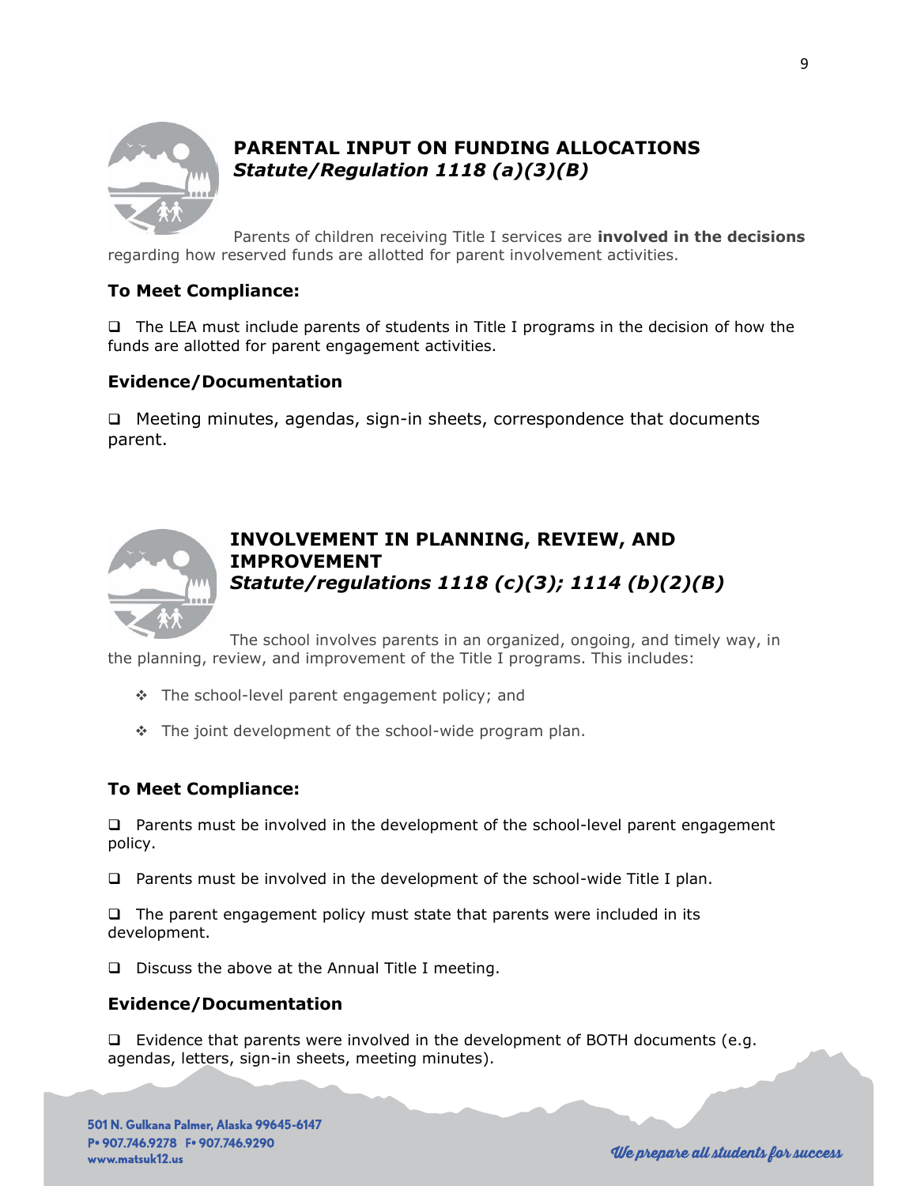## PARENTAL INPUT ON FUNDING ALLOCATIONS
### *Statute/Regulation 1118 (a)(3)(B)*

Parents of children receiving Title I services are **involved in the decisions** regarding how reserved funds are allotted for parent involvement activities.

### To Meet Compliance:

- ❑ The LEA must include parents of students in Title I programs in the decision of how the funds are allotted for parent engagement activities.

### Evidence/Documentation

- ❑ Meeting minutes, agendas, sign-in sheets, correspondence that documents parent.

## INVOLVEMENT IN PLANNING, REVIEW, AND IMPROVEMENT
### *Statute/regulations 1118 (c)(3); 1114 (b)(2)(B)*

The school involves parents in an organized, ongoing, and timely way, in the planning, review, and improvement of the Title I programs. This includes:

- The school-level parent engagement policy; and
- The joint development of the school-wide program plan.

### To Meet Compliance:

- ❑ Parents must be involved in the development of the school-level parent engagement policy.
- ❑ Parents must be involved in the development of the school-wide Title I plan.
- ❑ The parent engagement policy must state that parents were included in its development.
- ❑ Discuss the above at the Annual Title I meeting.

### Evidence/Documentation

- ❑ Evidence that parents were involved in the development of BOTH documents (e.g. agendas, letters, sign-in sheets, meeting minutes).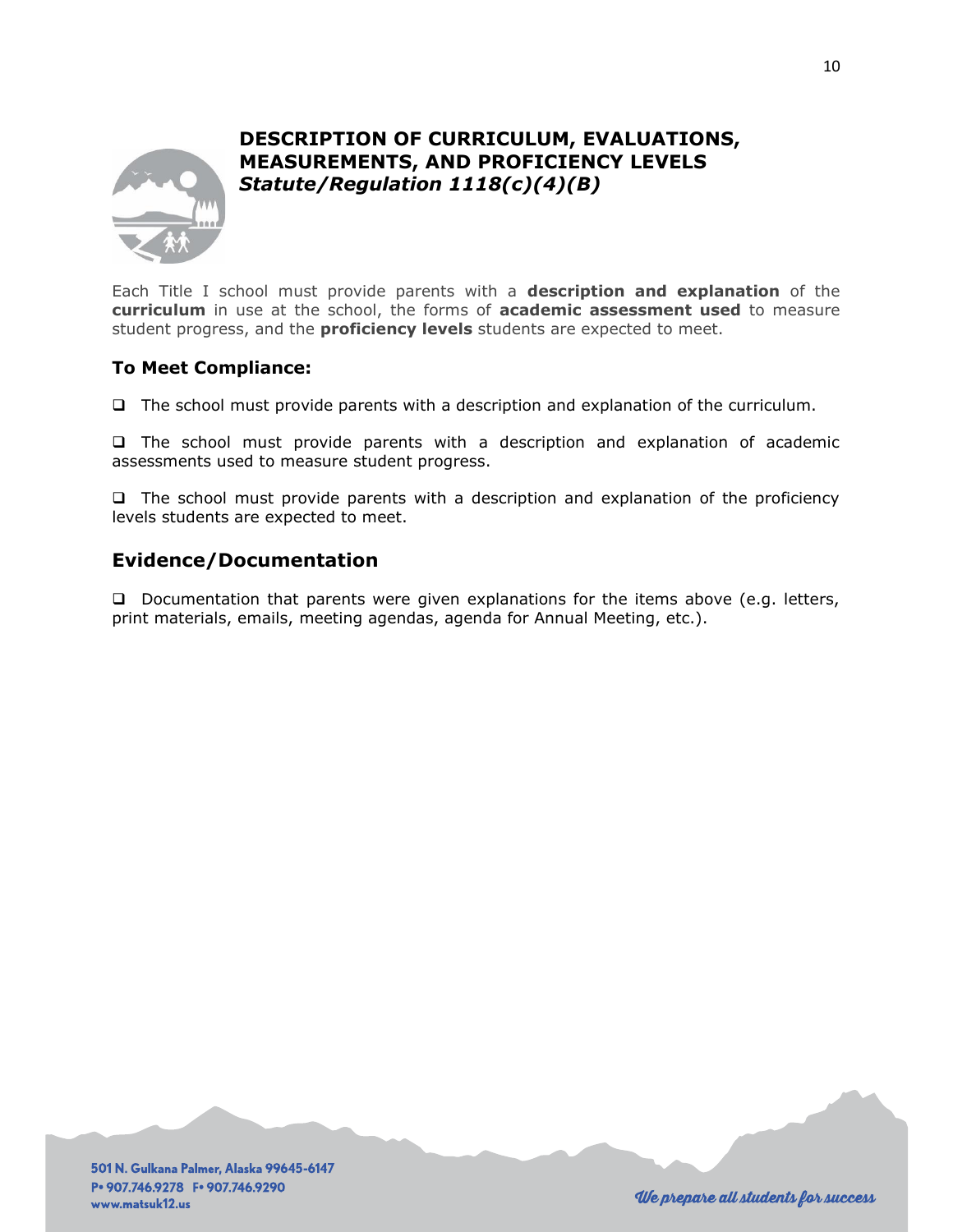# DESCRIPTION OF CURRICULUM, EVALUATIONS, MEASUREMENTS, AND PROFICIENCY LEVELS
***Statute/Regulation 1118(c)(4)(B)***

Each Title I school must provide parents with a **description and explanation** of the **curriculum** in use at the school, the forms of **academic assessment used** to measure student progress, and the **proficiency levels** students are expected to meet.

### To Meet Compliance:

- ❑ The school must provide parents with a description and explanation of the curriculum.
- ❑ The school must provide parents with a description and explanation of academic assessments used to measure student progress.
- ❑ The school must provide parents with a description and explanation of the proficiency levels students are expected to meet.

## Evidence/Documentation

- ❑ Documentation that parents were given explanations for the items above (e.g. letters, print materials, emails, meeting agendas, agenda for Annual Meeting, etc.).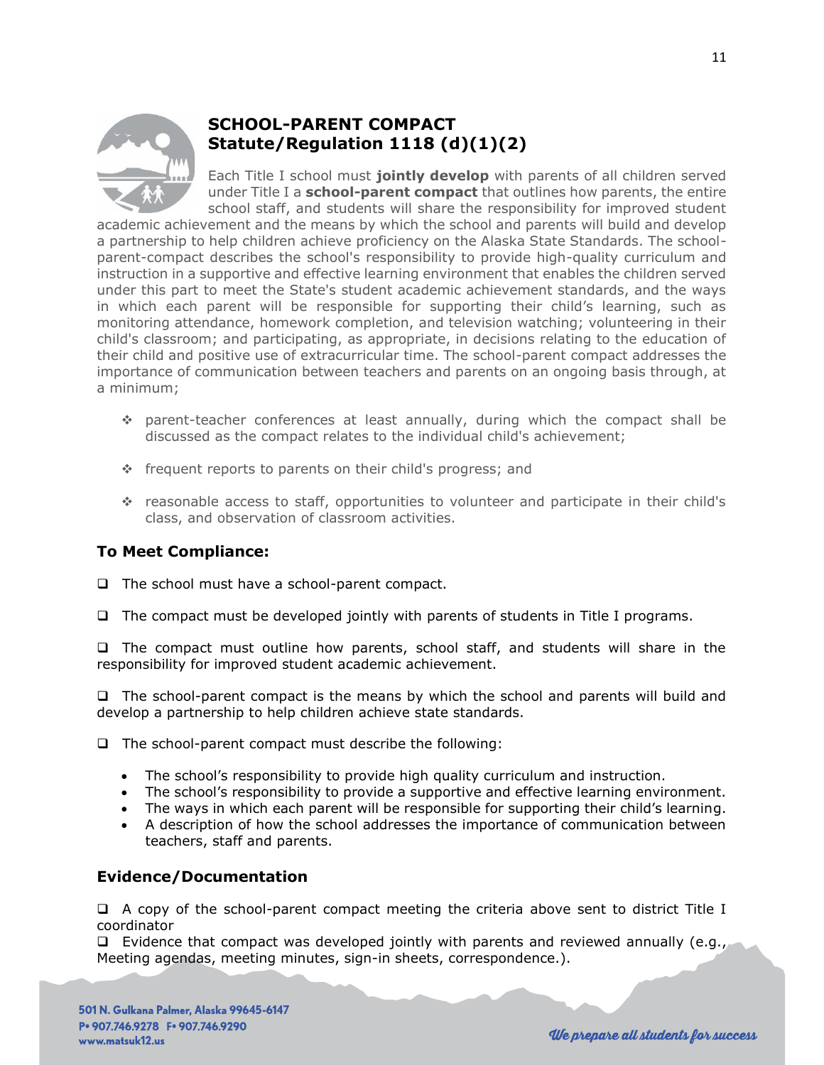## SCHOOL-PARENT COMPACT
## Statute/Regulation 1118 (d)(1)(2)

Each Title I school must **jointly develop** with parents of all children served under Title I a **school-parent compact** that outlines how parents, the entire school staff, and students will share the responsibility for improved student academic achievement and the means by which the school and parents will build and develop a partnership to help children achieve proficiency on the Alaska State Standards. The school-parent-compact describes the school's responsibility to provide high-quality curriculum and instruction in a supportive and effective learning environment that enables the children served under this part to meet the State's student academic achievement standards, and the ways in which each parent will be responsible for supporting their child's learning, such as monitoring attendance, homework completion, and television watching; volunteering in their child's classroom; and participating, as appropriate, in decisions relating to the education of their child and positive use of extracurricular time. The school-parent compact addresses the importance of communication between teachers and parents on an ongoing basis through, at a minimum;

- parent-teacher conferences at least annually, during which the compact shall be discussed as the compact relates to the individual child's achievement;
- frequent reports to parents on their child's progress; and
- reasonable access to staff, opportunities to volunteer and participate in their child's class, and observation of classroom activities.

### To Meet Compliance:

- ❑ The school must have a school-parent compact.
- ❑ The compact must be developed jointly with parents of students in Title I programs.
- ❑ The compact must outline how parents, school staff, and students will share in the responsibility for improved student academic achievement.
- ❑ The school-parent compact is the means by which the school and parents will build and develop a partnership to help children achieve state standards.
- ❑ The school-parent compact must describe the following:
  - The school's responsibility to provide high quality curriculum and instruction.
  - The school's responsibility to provide a supportive and effective learning environment.
  - The ways in which each parent will be responsible for supporting their child's learning.
  - A description of how the school addresses the importance of communication between teachers, staff and parents.

### Evidence/Documentation

- ❑ A copy of the school-parent compact meeting the criteria above sent to district Title I coordinator
- ❑ Evidence that compact was developed jointly with parents and reviewed annually (e.g., Meeting agendas, meeting minutes, sign-in sheets, correspondence.).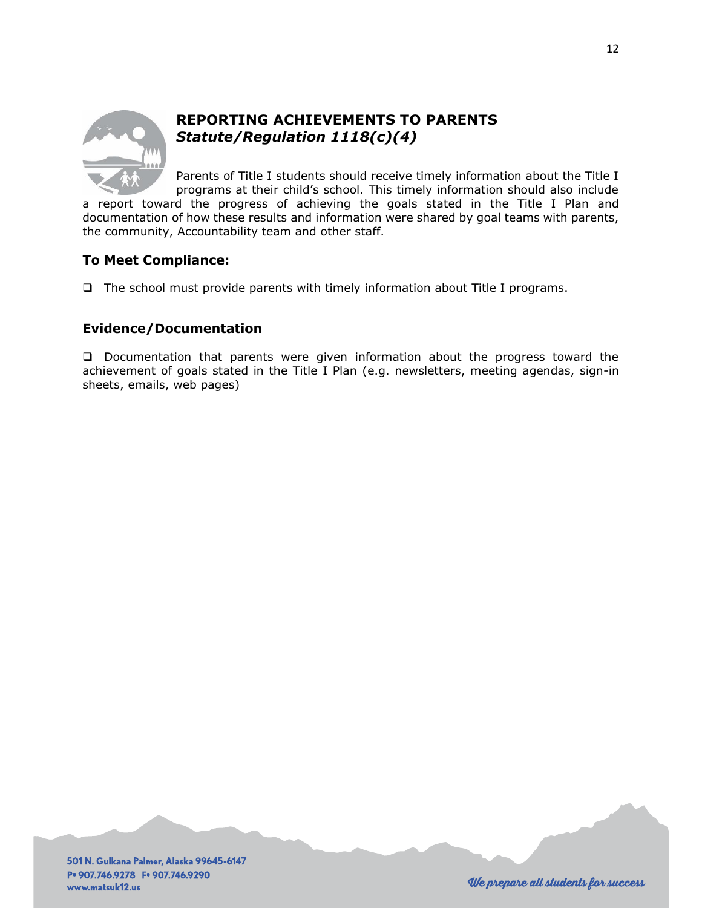# REPORTING ACHIEVEMENTS TO PARENTS
### *Statute/Regulation 1118(c)(4)*

Parents of Title I students should receive timely information about the Title I programs at their child's school. This timely information should also include a report toward the progress of achieving the goals stated in the Title I Plan and documentation of how these results and information were shared by goal teams with parents, the community, Accountability team and other staff.

## To Meet Compliance:

- ☐ The school must provide parents with timely information about Title I programs.

## Evidence/Documentation

☐ Documentation that parents were given information about the progress toward the achievement of goals stated in the Title I Plan (e.g. newsletters, meeting agendas, sign-in sheets, emails, web pages)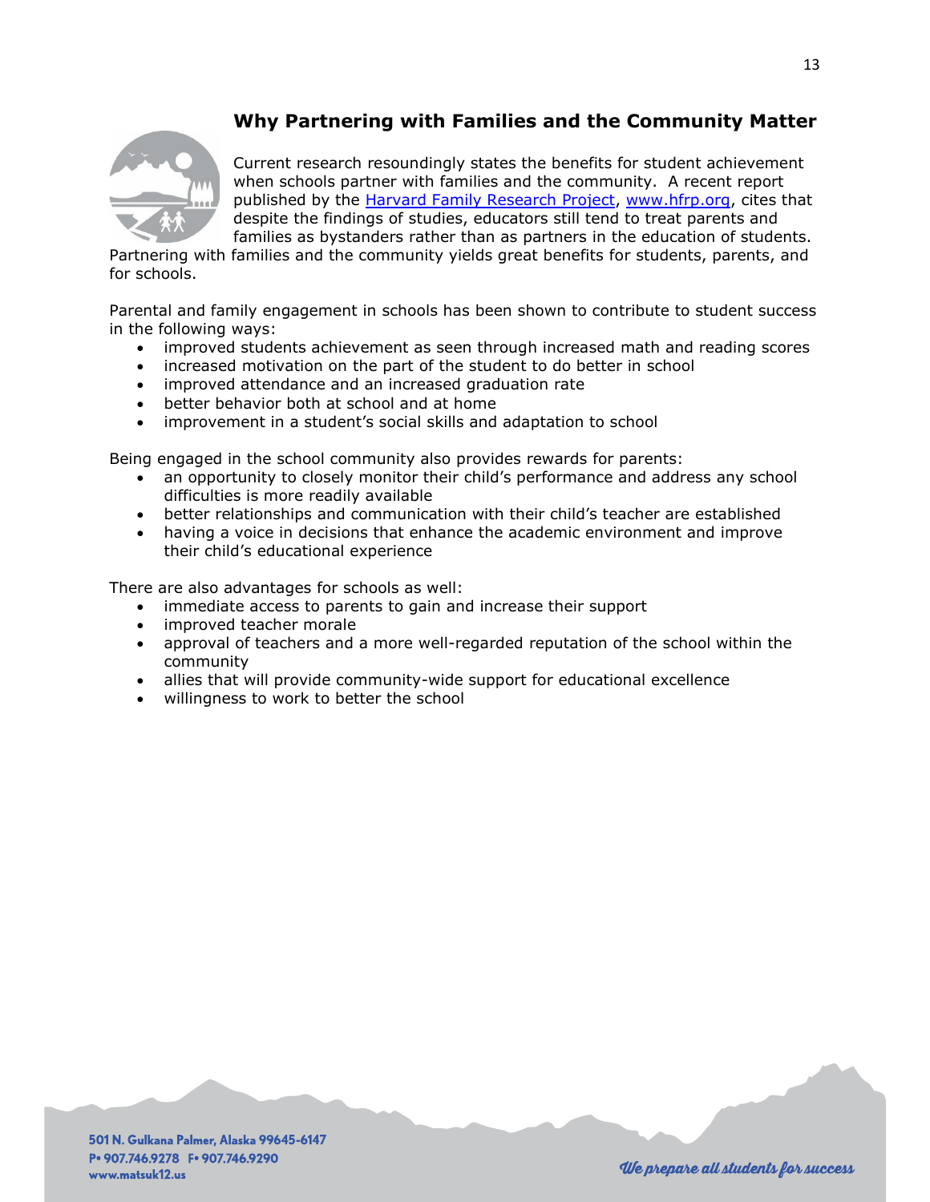## Why Partnering with Families and the Community Matter

Current research resoundingly states the benefits for student achievement when schools partner with families and the community. A recent report published by the [Harvard Family Research Project](http://www.hfrp.org), [www.hfrp.org](http://www.hfrp.org), cites that despite the findings of studies, educators still tend to treat parents and families as bystanders rather than as partners in the education of students. Partnering with families and the community yields great benefits for students, parents, and for schools.

Parental and family engagement in schools has been shown to contribute to student success in the following ways:

- improved students achievement as seen through increased math and reading scores
- increased motivation on the part of the student to do better in school
- improved attendance and an increased graduation rate
- better behavior both at school and at home
- improvement in a student's social skills and adaptation to school

Being engaged in the school community also provides rewards for parents:

- an opportunity to closely monitor their child's performance and address any school difficulties is more readily available
- better relationships and communication with their child's teacher are established
- having a voice in decisions that enhance the academic environment and improve their child's educational experience

There are also advantages for schools as well:

- immediate access to parents to gain and increase their support
- improved teacher morale
- approval of teachers and a more well-regarded reputation of the school within the community
- allies that will provide community-wide support for educational excellence
- willingness to work to better the school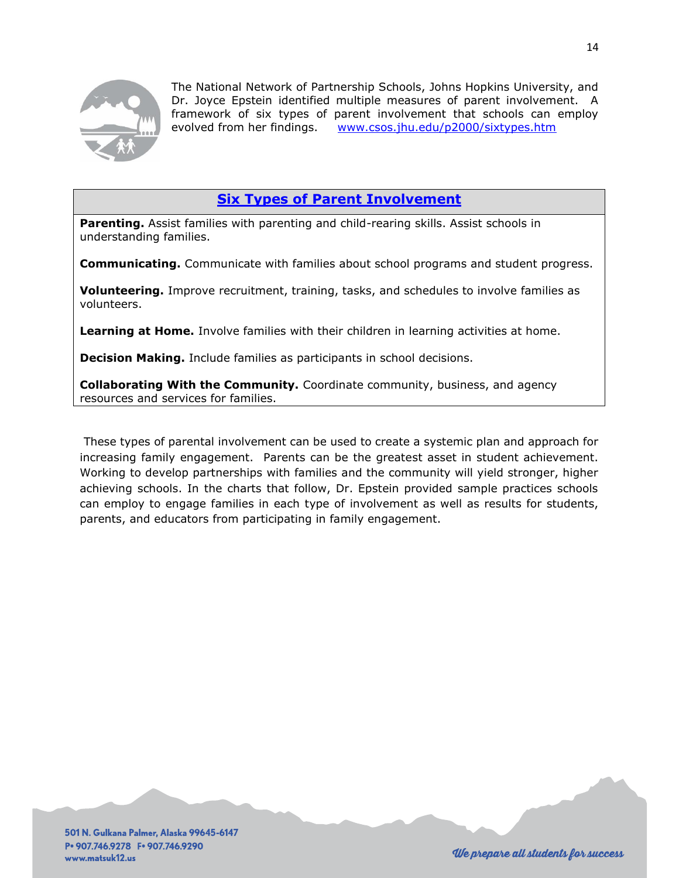The National Network of Partnership Schools, Johns Hopkins University, and Dr. Joyce Epstein identified multiple measures of parent involvement. A framework of six types of parent involvement that schools can employ evolved from her findings. [www.csos.jhu.edu/p2000/sixtypes.htm](http://www.csos.jhu.edu/p2000/sixtypes.htm)

## Six Types of Parent Involvement

**Parenting.** Assist families with parenting and child-rearing skills. Assist schools in understanding families.

**Communicating.** Communicate with families about school programs and student progress.

**Volunteering.** Improve recruitment, training, tasks, and schedules to involve families as volunteers.

**Learning at Home.** Involve families with their children in learning activities at home.

**Decision Making.** Include families as participants in school decisions.

**Collaborating With the Community.** Coordinate community, business, and agency resources and services for families.

These types of parental involvement can be used to create a systemic plan and approach for increasing family engagement. Parents can be the greatest asset in student achievement. Working to develop partnerships with families and the community will yield stronger, higher achieving schools. In the charts that follow, Dr. Epstein provided sample practices schools can employ to engage families in each type of involvement as well as results for students, parents, and educators from participating in family engagement.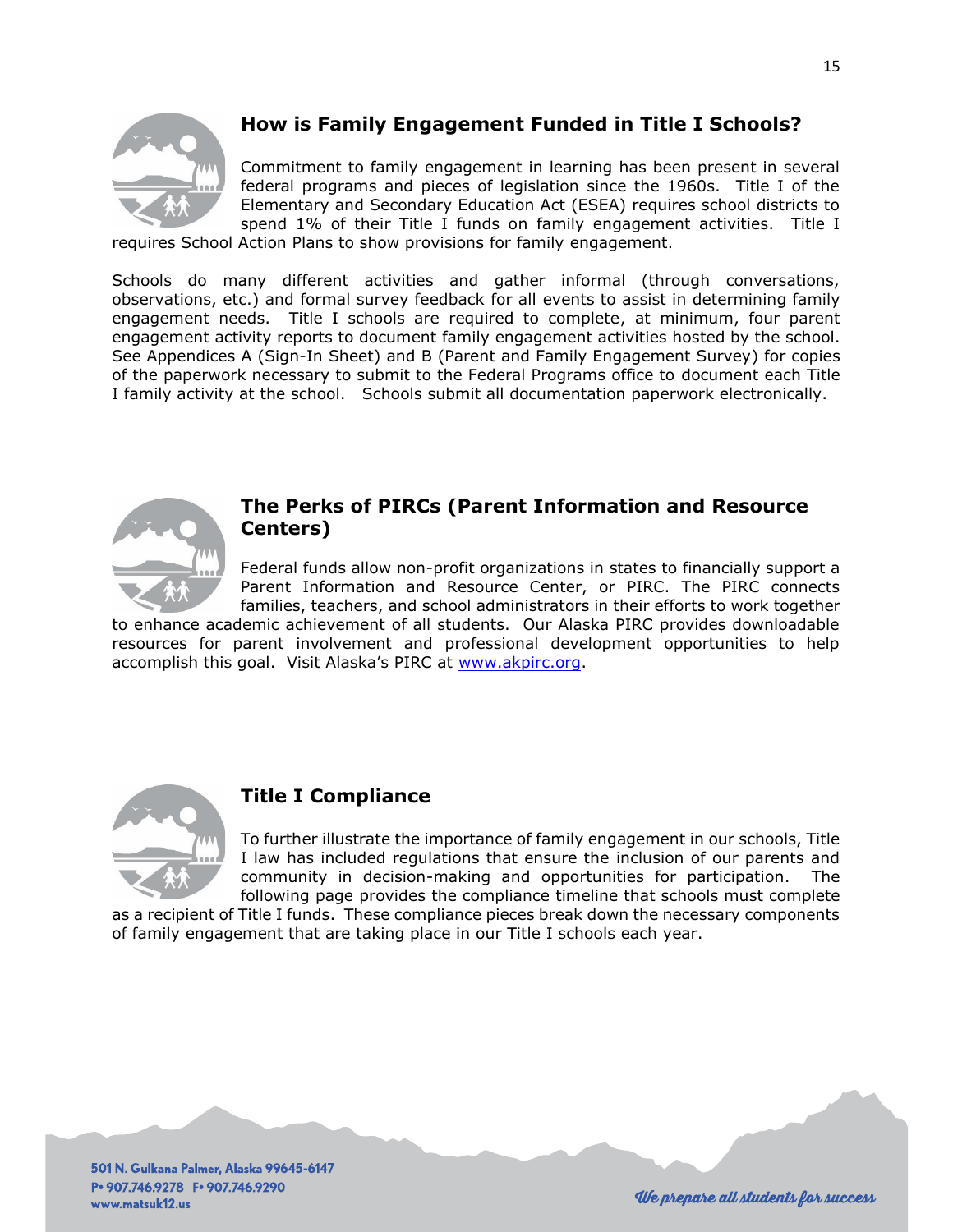## How is Family Engagement Funded in Title I Schools?

Commitment to family engagement in learning has been present in several federal programs and pieces of legislation since the 1960s. Title I of the Elementary and Secondary Education Act (ESEA) requires school districts to spend 1% of their Title I funds on family engagement activities. Title I requires School Action Plans to show provisions for family engagement.

Schools do many different activities and gather informal (through conversations, observations, etc.) and formal survey feedback for all events to assist in determining family engagement needs. Title I schools are required to complete, at minimum, four parent engagement activity reports to document family engagement activities hosted by the school. See Appendices A (Sign-In Sheet) and B (Parent and Family Engagement Survey) for copies of the paperwork necessary to submit to the Federal Programs office to document each Title I family activity at the school. Schools submit all documentation paperwork electronically.

## The Perks of PIRCs (Parent Information and Resource Centers)

Federal funds allow non-profit organizations in states to financially support a Parent Information and Resource Center, or PIRC. The PIRC connects families, teachers, and school administrators in their efforts to work together to enhance academic achievement of all students. Our Alaska PIRC provides downloadable resources for parent involvement and professional development opportunities to help accomplish this goal. Visit Alaska's PIRC at [www.akpirc.org](http://www.akpirc.org).

## Title I Compliance

To further illustrate the importance of family engagement in our schools, Title I law has included regulations that ensure the inclusion of our parents and community in decision-making and opportunities for participation. The following page provides the compliance timeline that schools must complete as a recipient of Title I funds. These compliance pieces break down the necessary components of family engagement that are taking place in our Title I schools each year.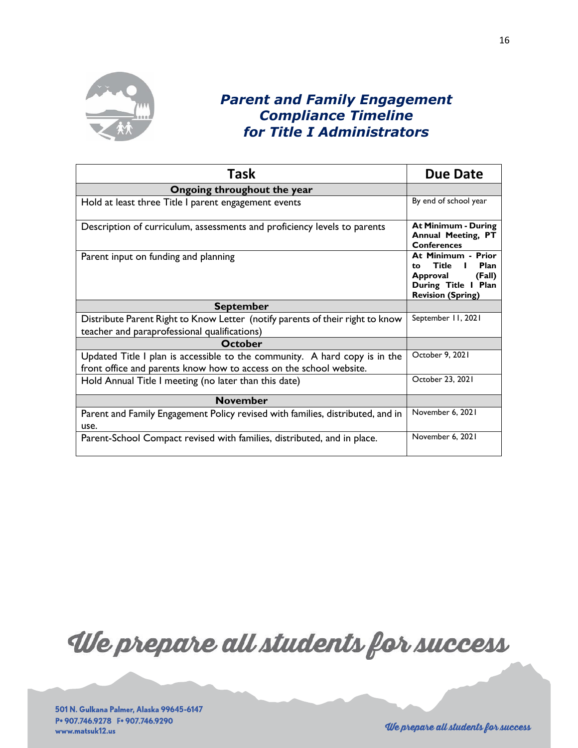# *Parent and Family Engagement Compliance Timeline for Title I Administrators*

| Task | Due Date |
|---|---|
| **Ongoing throughout the year** | |
| Hold at least three Title I parent engagement events | By end of school year |
| Description of curriculum, assessments and proficiency levels to parents | **At Minimum - During Annual Meeting, PT Conferences** |
| Parent input on funding and planning | **At Minimum - Prior to Title I Plan Approval (Fall) During Title I Plan Revision (Spring)** |
| **September** | |
| Distribute Parent Right to Know Letter (notify parents of their right to know teacher and paraprofessional qualifications) | September 11, 2021 |
| **October** | |
| Updated Title I plan is accessible to the community. A hard copy is in the front office and parents know how to access on the school website. | October 9, 2021 |
| Hold Annual Title I meeting (no later than this date) | October 23, 2021 |
| **November** | |
| Parent and Family Engagement Policy revised with families, distributed, and in use. | November 6, 2021 |
| Parent-School Compact revised with families, distributed, and in place. | November 6, 2021 |

*We prepare all students for success*

501 N. Gulkana Palmer, Alaska 99645-6147
P• 907.746.9278 F• 907.746.9290
www.matsuk12.us